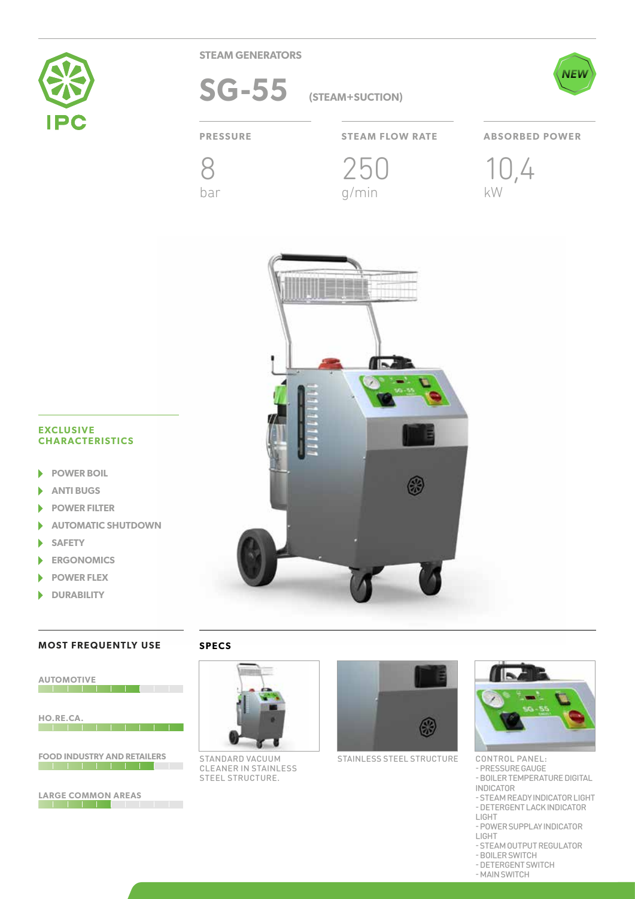IPC

STEAM GENERATORS

# SG-55 (STEAM+SUCTION)

NEW

| PRESSURE | STEAM FLOW RATE | ABSORBED POWER |
|---|---|---|
| 8 bar | 250 g/min | 10,4 kW |

## EXCLUSIVE CHARACTERISTICS

- POWER BOIL
- ANTI BUGS
- POWER FILTER
- AUTOMATIC SHUTDOWN
- SAFETY
- ERGONOMICS
- POWER FLEX
- DURABILITY

## MOST FREQUENTLY USE

AUTOMOTIVE

HO.RE.CA.

FOOD INDUSTRY AND RETAILERS

LARGE COMMON AREAS

## SPECS

STANDARD VACUUM CLEANER IN STAINLESS STEEL STRUCTURE.

STAINLESS STEEL STRUCTURE

CONTROL PANEL:
- PRESSURE GAUGE
- BOILER TEMPERATURE DIGITAL INDICATOR
- STEAM READY INDICATOR LIGHT
- DETERGENT LACK INDICATOR LIGHT
- POWER SUPPLAY INDICATOR LIGHT
- STEAM OUTPUT REGULATOR
- BOILER SWITCH
- DETERGENT SWITCH
- MAIN SWITCH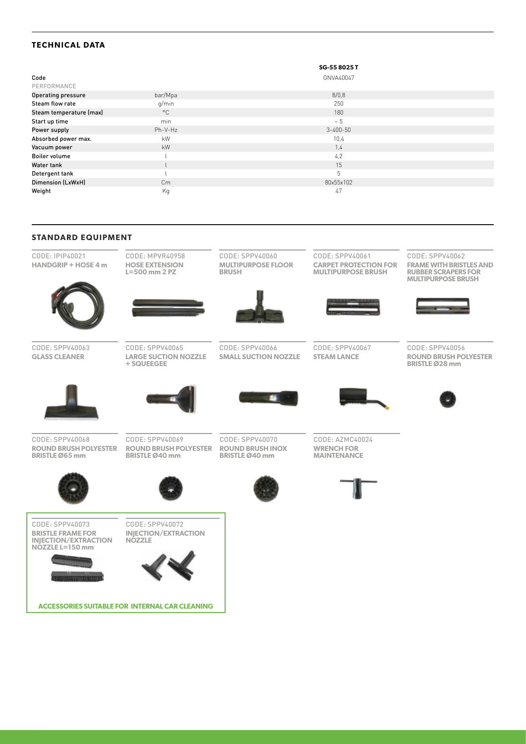## TECHNICAL DATA

| | | SG-55 8025 T |
|---|---|---|
| Code | | GNVA40047 |
| PERFORMANCE | | |
| Operating pressure | bar/Mpa | 8/0,8 |
| Steam flow rate | g/min | 250 |
| Steam temperature (max) | °C | 180 |
| Start up time | min | ~ 5 |
| Power supply | Ph-V-Hz | 3-400-50 |
| Absorbed power max. | kW | 10,4 |
| Vacuum power | kW | 1,4 |
| Boiler volume | l | 4,2 |
| Water tank | l | 15 |
| Detergent tank | l | 5 |
| Dimension (LxWxH) | Cm | 80x55x102 |
| Weight | Kg | 47 |

## STANDARD EQUIPMENT

CODE: IPIP40021
**HANDGRIP + HOSE 4 m**

CODE: MPVR40958
**HOSE EXTENSION L=500 mm 2 PZ**

CODE: SPPV40060
**MULTIPURPOSE FLOOR BRUSH**

CODE: SPPV40061
**CARPET PROTECTION FOR MULTIPURPOSE BRUSH**

CODE: SPPV40062
**FRAME WITH BRISTLES AND RUBBER SCRAPERS FOR MULTIPURPOSE BRUSH**

CODE: SPPV40063
**GLASS CLEANER**

CODE: SPPV40065
**LARGE SUCTION NOZZLE + SQUEEGEE**

CODE: SPPV40066
**SMALL SUCTION NOZZLE**

CODE: SPPV40067
**STEAM LANCE**

CODE: SPPV40056
**ROUND BRUSH POLYESTER BRISTLE Ø28 mm**

CODE: SPPV40068
**ROUND BRUSH POLYESTER BRISTLE Ø65 mm**

CODE: SPPV40069
**ROUND BRUSH POLYESTER BRISTLE Ø40 mm**

CODE: SPPV40070
**ROUND BRUSH INOX BRISTLE Ø40 mm**

CODE: AZMC40024
**WRENCH FOR MAINTENANCE**

CODE: SPPV40073
**BRISTLE FRAME FOR INJECTION/EXTRACTION NOZZLE L=150 mm**

CODE: SPPV40072
**INJECTION/EXTRACTION NOZZLE**

**ACCESSORIES SUITABLE FOR INTERNAL CAR CLEANING**